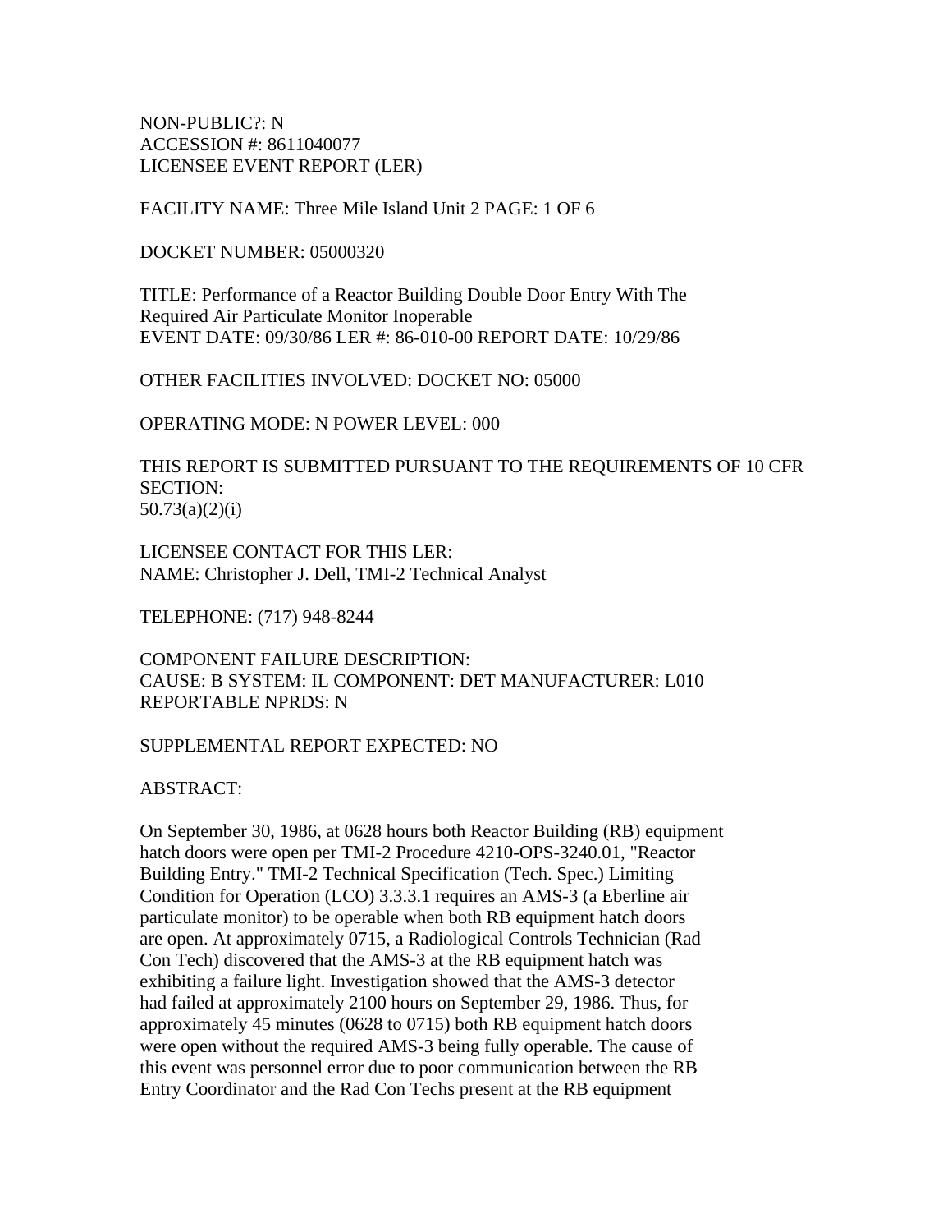NON-PUBLIC?: N
ACCESSION #: 8611040077
LICENSEE EVENT REPORT (LER)

FACILITY NAME: Three Mile Island Unit 2 PAGE: 1 OF 6

DOCKET NUMBER: 05000320

TITLE: Performance of a Reactor Building Double Door Entry With The Required Air Particulate Monitor Inoperable
EVENT DATE: 09/30/86 LER #: 86-010-00 REPORT DATE: 10/29/86

OTHER FACILITIES INVOLVED: DOCKET NO: 05000

OPERATING MODE: N POWER LEVEL: 000

THIS REPORT IS SUBMITTED PURSUANT TO THE REQUIREMENTS OF 10 CFR SECTION:
50.73(a)(2)(i)

LICENSEE CONTACT FOR THIS LER:
NAME: Christopher J. Dell, TMI-2 Technical Analyst

TELEPHONE: (717) 948-8244

COMPONENT FAILURE DESCRIPTION:
CAUSE: B SYSTEM: IL COMPONENT: DET MANUFACTURER: L010
REPORTABLE NPRDS: N

SUPPLEMENTAL REPORT EXPECTED: NO

ABSTRACT:

On September 30, 1986, at 0628 hours both Reactor Building (RB) equipment hatch doors were open per TMI-2 Procedure 4210-OPS-3240.01, "Reactor Building Entry." TMI-2 Technical Specification (Tech. Spec.) Limiting Condition for Operation (LCO) 3.3.3.1 requires an AMS-3 (a Eberline air particulate monitor) to be operable when both RB equipment hatch doors are open. At approximately 0715, a Radiological Controls Technician (Rad Con Tech) discovered that the AMS-3 at the RB equipment hatch was exhibiting a failure light. Investigation showed that the AMS-3 detector had failed at approximately 2100 hours on September 29, 1986. Thus, for approximately 45 minutes (0628 to 0715) both RB equipment hatch doors were open without the required AMS-3 being fully operable. The cause of this event was personnel error due to poor communication between the RB Entry Coordinator and the Rad Con Techs present at the RB equipment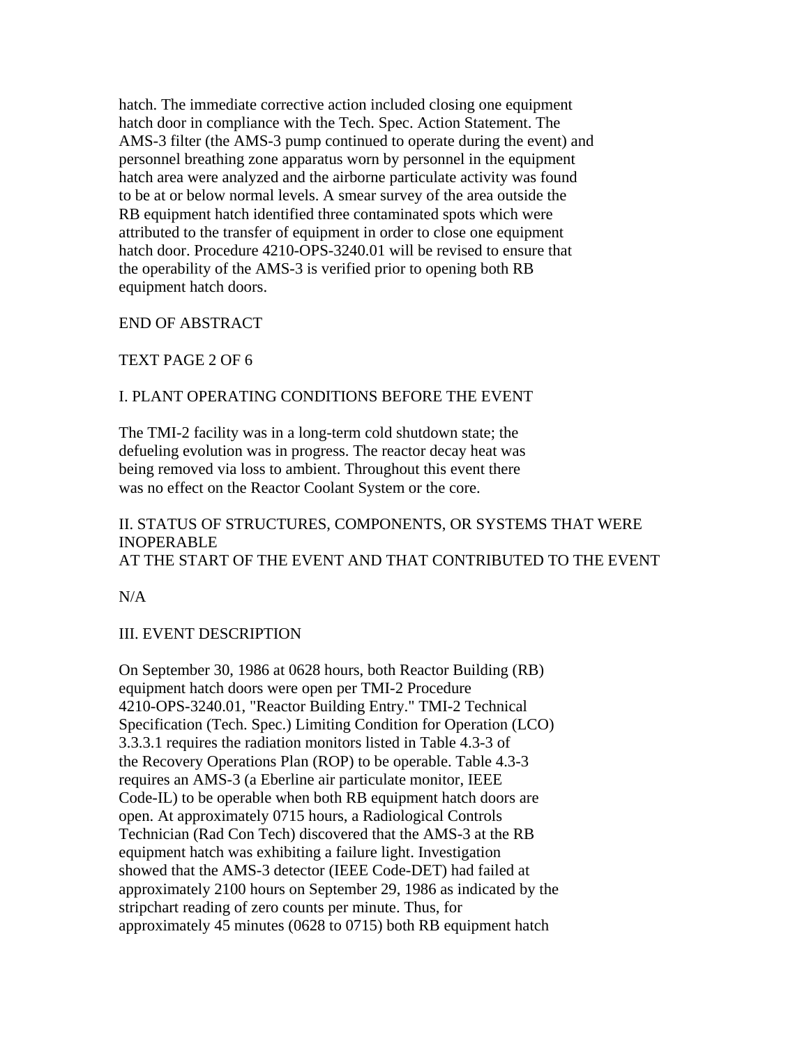hatch. The immediate corrective action included closing one equipment hatch door in compliance with the Tech. Spec. Action Statement. The AMS-3 filter (the AMS-3 pump continued to operate during the event) and personnel breathing zone apparatus worn by personnel in the equipment hatch area were analyzed and the airborne particulate activity was found to be at or below normal levels. A smear survey of the area outside the RB equipment hatch identified three contaminated spots which were attributed to the transfer of equipment in order to close one equipment hatch door. Procedure 4210-OPS-3240.01 will be revised to ensure that the operability of the AMS-3 is verified prior to opening both RB equipment hatch doors.

END OF ABSTRACT

TEXT PAGE 2 OF 6

## I. PLANT OPERATING CONDITIONS BEFORE THE EVENT

The TMI-2 facility was in a long-term cold shutdown state; the defueling evolution was in progress. The reactor decay heat was being removed via loss to ambient. Throughout this event there was no effect on the Reactor Coolant System or the core.

## II. STATUS OF STRUCTURES, COMPONENTS, OR SYSTEMS THAT WERE INOPERABLE AT THE START OF THE EVENT AND THAT CONTRIBUTED TO THE EVENT

N/A

## III. EVENT DESCRIPTION

On September 30, 1986 at 0628 hours, both Reactor Building (RB) equipment hatch doors were open per TMI-2 Procedure 4210-OPS-3240.01, "Reactor Building Entry." TMI-2 Technical Specification (Tech. Spec.) Limiting Condition for Operation (LCO) 3.3.3.1 requires the radiation monitors listed in Table 4.3-3 of the Recovery Operations Plan (ROP) to be operable. Table 4.3-3 requires an AMS-3 (a Eberline air particulate monitor, IEEE Code-IL) to be operable when both RB equipment hatch doors are open. At approximately 0715 hours, a Radiological Controls Technician (Rad Con Tech) discovered that the AMS-3 at the RB equipment hatch was exhibiting a failure light. Investigation showed that the AMS-3 detector (IEEE Code-DET) had failed at approximately 2100 hours on September 29, 1986 as indicated by the stripchart reading of zero counts per minute. Thus, for approximately 45 minutes (0628 to 0715) both RB equipment hatch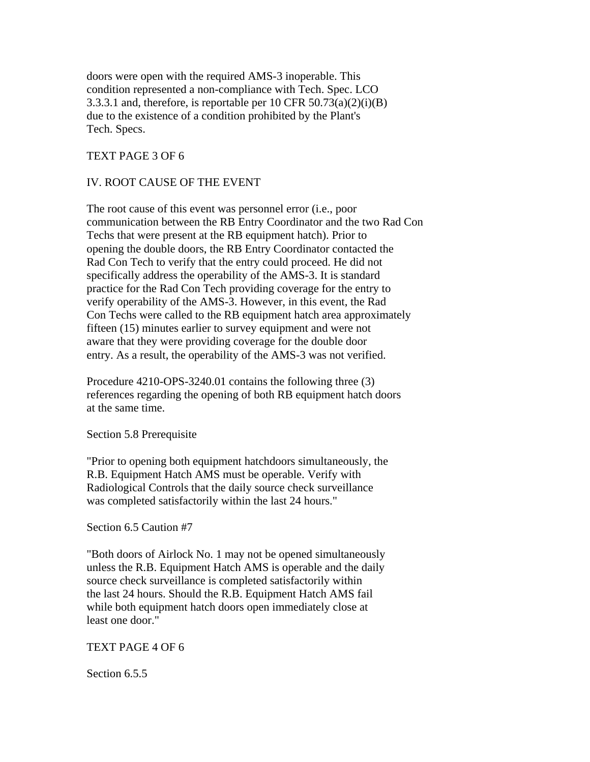doors were open with the required AMS-3 inoperable. This condition represented a non-compliance with Tech. Spec. LCO 3.3.3.1 and, therefore, is reportable per 10 CFR 50.73(a)(2)(i)(B) due to the existence of a condition prohibited by the Plant's Tech. Specs.

TEXT PAGE 3 OF 6

## IV. ROOT CAUSE OF THE EVENT

The root cause of this event was personnel error (i.e., poor communication between the RB Entry Coordinator and the two Rad Con Techs that were present at the RB equipment hatch). Prior to opening the double doors, the RB Entry Coordinator contacted the Rad Con Tech to verify that the entry could proceed. He did not specifically address the operability of the AMS-3. It is standard practice for the Rad Con Tech providing coverage for the entry to verify operability of the AMS-3. However, in this event, the Rad Con Techs were called to the RB equipment hatch area approximately fifteen (15) minutes earlier to survey equipment and were not aware that they were providing coverage for the double door entry. As a result, the operability of the AMS-3 was not verified.

Procedure 4210-OPS-3240.01 contains the following three (3) references regarding the opening of both RB equipment hatch doors at the same time.

Section 5.8 Prerequisite

"Prior to opening both equipment hatchdoors simultaneously, the R.B. Equipment Hatch AMS must be operable. Verify with Radiological Controls that the daily source check surveillance was completed satisfactorily within the last 24 hours."

Section 6.5 Caution #7

"Both doors of Airlock No. 1 may not be opened simultaneously unless the R.B. Equipment Hatch AMS is operable and the daily source check surveillance is completed satisfactorily within the last 24 hours. Should the R.B. Equipment Hatch AMS fail while both equipment hatch doors open immediately close at least one door."

TEXT PAGE 4 OF 6

Section 6.5.5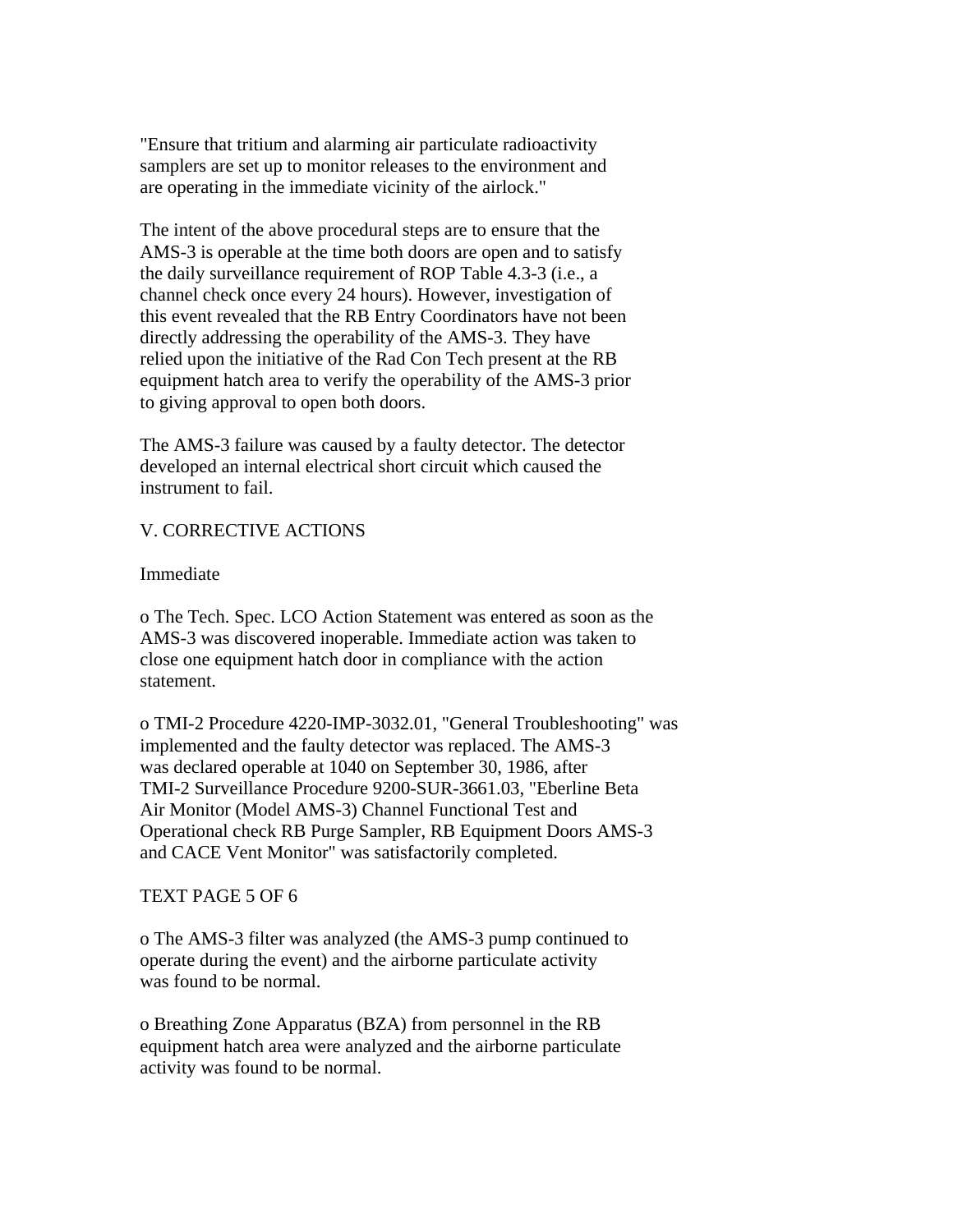"Ensure that tritium and alarming air particulate radioactivity samplers are set up to monitor releases to the environment and are operating in the immediate vicinity of the airlock."

The intent of the above procedural steps are to ensure that the AMS-3 is operable at the time both doors are open and to satisfy the daily surveillance requirement of ROP Table 4.3-3 (i.e., a channel check once every 24 hours). However, investigation of this event revealed that the RB Entry Coordinators have not been directly addressing the operability of the AMS-3. They have relied upon the initiative of the Rad Con Tech present at the RB equipment hatch area to verify the operability of the AMS-3 prior to giving approval to open both doors.

The AMS-3 failure was caused by a faulty detector. The detector developed an internal electrical short circuit which caused the instrument to fail.

## V. CORRECTIVE ACTIONS

Immediate

o The Tech. Spec. LCO Action Statement was entered as soon as the AMS-3 was discovered inoperable. Immediate action was taken to close one equipment hatch door in compliance with the action statement.

o TMI-2 Procedure 4220-IMP-3032.01, "General Troubleshooting" was implemented and the faulty detector was replaced. The AMS-3 was declared operable at 1040 on September 30, 1986, after TMI-2 Surveillance Procedure 9200-SUR-3661.03, "Eberline Beta Air Monitor (Model AMS-3) Channel Functional Test and Operational check RB Purge Sampler, RB Equipment Doors AMS-3 and CACE Vent Monitor" was satisfactorily completed.

TEXT PAGE 5 OF 6

o The AMS-3 filter was analyzed (the AMS-3 pump continued to operate during the event) and the airborne particulate activity was found to be normal.

o Breathing Zone Apparatus (BZA) from personnel in the RB equipment hatch area were analyzed and the airborne particulate activity was found to be normal.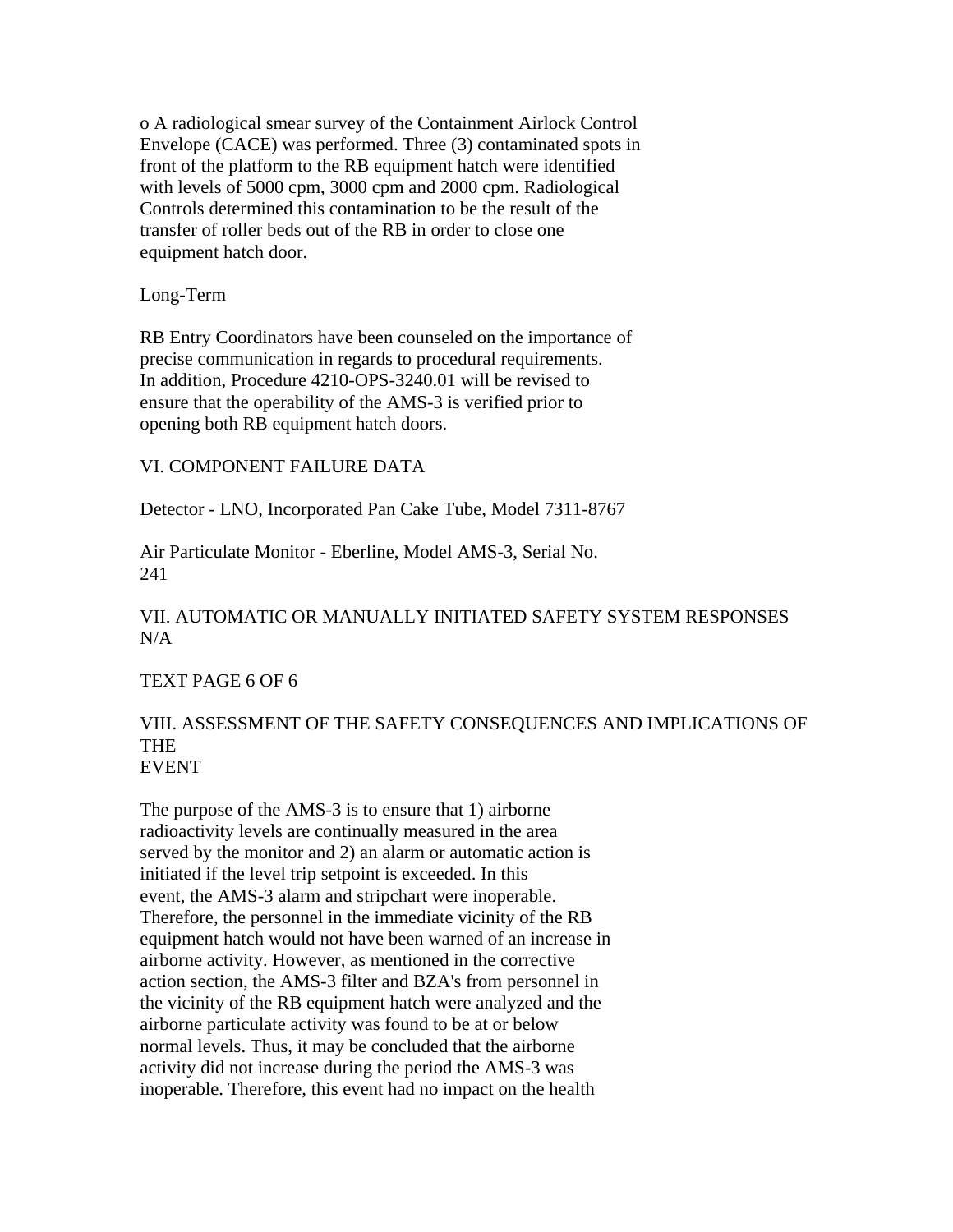o A radiological smear survey of the Containment Airlock Control Envelope (CACE) was performed. Three (3) contaminated spots in front of the platform to the RB equipment hatch were identified with levels of 5000 cpm, 3000 cpm and 2000 cpm. Radiological Controls determined this contamination to be the result of the transfer of roller beds out of the RB in order to close one equipment hatch door.

Long-Term

RB Entry Coordinators have been counseled on the importance of precise communication in regards to procedural requirements. In addition, Procedure 4210-OPS-3240.01 will be revised to ensure that the operability of the AMS-3 is verified prior to opening both RB equipment hatch doors.

## VI. COMPONENT FAILURE DATA

Detector - LNO, Incorporated Pan Cake Tube, Model 7311-8767

Air Particulate Monitor - Eberline, Model AMS-3, Serial No. 241

## VII. AUTOMATIC OR MANUALLY INITIATED SAFETY SYSTEM RESPONSES

N/A

TEXT PAGE 6 OF 6

## VIII. ASSESSMENT OF THE SAFETY CONSEQUENCES AND IMPLICATIONS OF THE EVENT

The purpose of the AMS-3 is to ensure that 1) airborne radioactivity levels are continually measured in the area served by the monitor and 2) an alarm or automatic action is initiated if the level trip setpoint is exceeded. In this event, the AMS-3 alarm and stripchart were inoperable. Therefore, the personnel in the immediate vicinity of the RB equipment hatch would not have been warned of an increase in airborne activity. However, as mentioned in the corrective action section, the AMS-3 filter and BZA's from personnel in the vicinity of the RB equipment hatch were analyzed and the airborne particulate activity was found to be at or below normal levels. Thus, it may be concluded that the airborne activity did not increase during the period the AMS-3 was inoperable. Therefore, this event had no impact on the health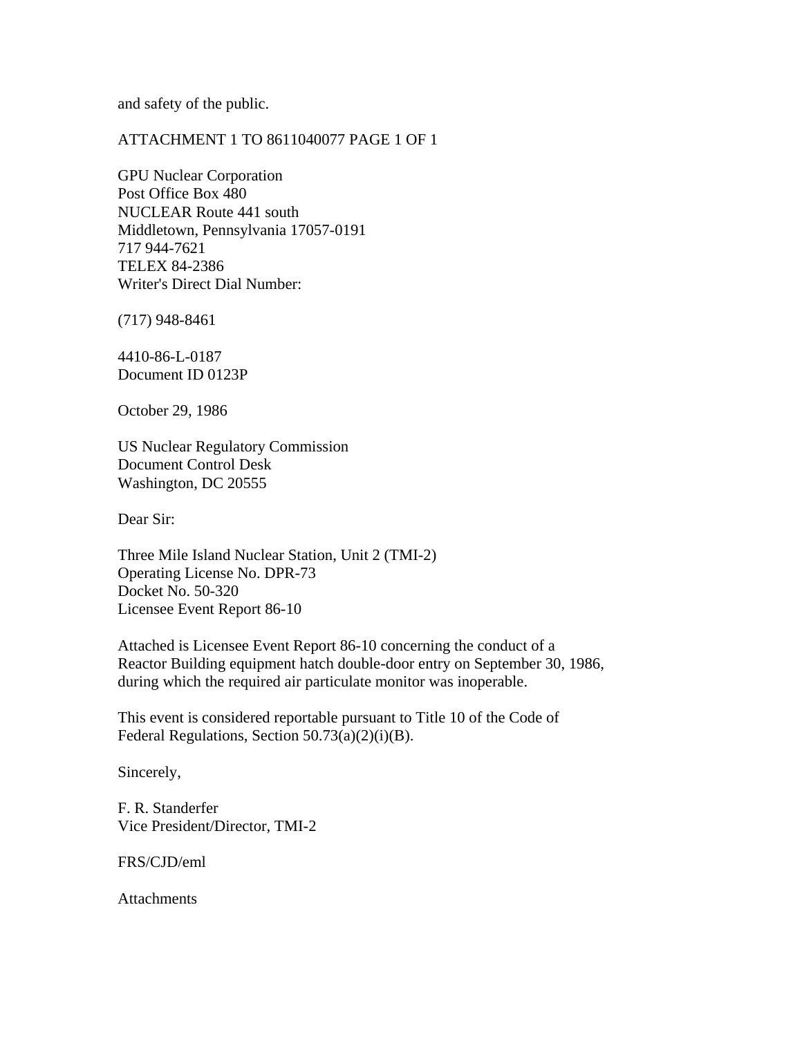and safety of the public.

ATTACHMENT 1 TO 8611040077 PAGE 1 OF 1

GPU Nuclear Corporation
Post Office Box 480
NUCLEAR Route 441 south
Middletown, Pennsylvania 17057-0191
717 944-7621
TELEX 84-2386
Writer's Direct Dial Number:

(717) 948-8461

4410-86-L-0187
Document ID 0123P

October 29, 1986

US Nuclear Regulatory Commission
Document Control Desk
Washington, DC 20555

Dear Sir:

Three Mile Island Nuclear Station, Unit 2 (TMI-2)
Operating License No. DPR-73
Docket No. 50-320
Licensee Event Report 86-10

Attached is Licensee Event Report 86-10 concerning the conduct of a Reactor Building equipment hatch double-door entry on September 30, 1986, during which the required air particulate monitor was inoperable.

This event is considered reportable pursuant to Title 10 of the Code of Federal Regulations, Section 50.73(a)(2)(i)(B).

Sincerely,

F. R. Standerfer
Vice President/Director, TMI-2

FRS/CJD/eml

Attachments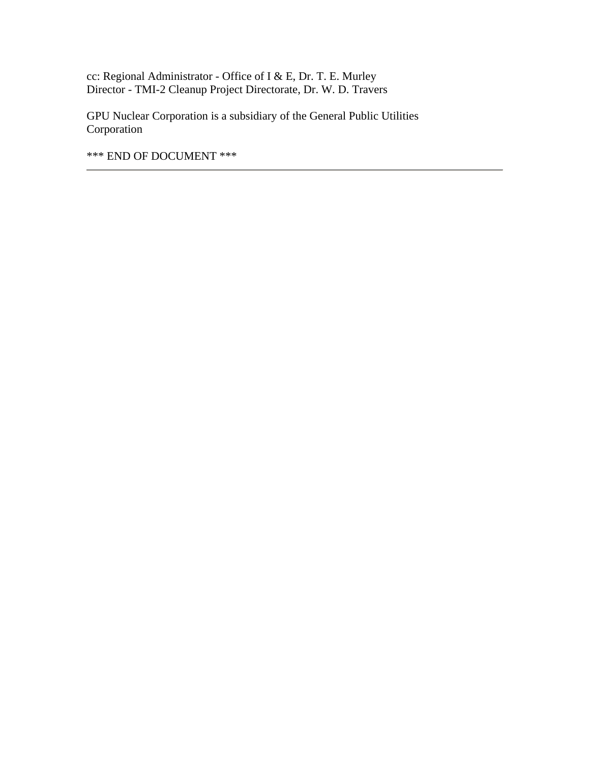cc: Regional Administrator - Office of I & E, Dr. T. E. Murley
Director - TMI-2 Cleanup Project Directorate, Dr. W. D. Travers

GPU Nuclear Corporation is a subsidiary of the General Public Utilities Corporation

*** END OF DOCUMENT ***

---